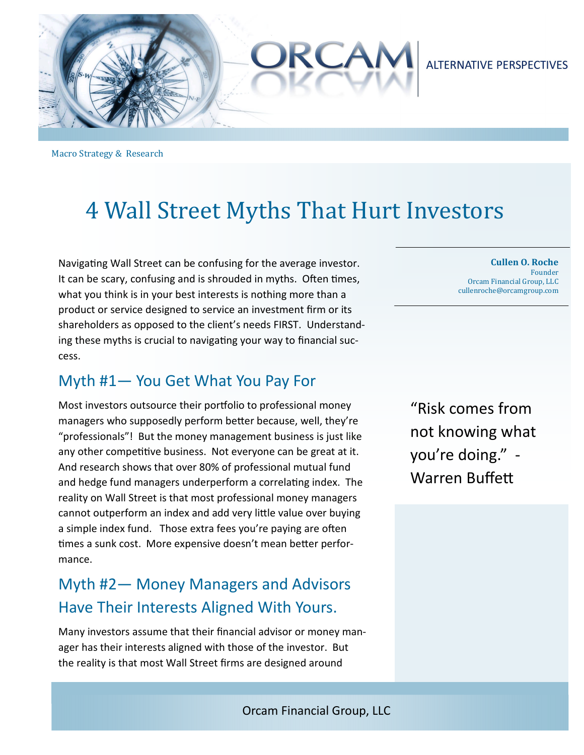ALTERNATIVE PERSPECTIVES

Macro Strategy & Research

# 4 Wall Street Myths That Hurt Investors

**Cullen O. Roche**
Founder
Orcam Financial Group, LLC
cullenroche@orcamgroup.com

Navigating Wall Street can be confusing for the average investor. It can be scary, confusing and is shrouded in myths. Often times, what you think is in your best interests is nothing more than a product or service designed to service an investment firm or its shareholders as opposed to the client's needs FIRST. Understanding these myths is crucial to navigating your way to financial success.

## Myth #1— You Get What You Pay For

Most investors outsource their portfolio to professional money managers who supposedly perform better because, well, they're "professionals"! But the money management business is just like any other competitive business. Not everyone can be great at it. And research shows that over 80% of professional mutual fund and hedge fund managers underperform a correlating index. The reality on Wall Street is that most professional money managers cannot outperform an index and add very little value over buying a simple index fund. Those extra fees you're paying are often times a sunk cost. More expensive doesn't mean better performance.

> "Risk comes from not knowing what you're doing." - Warren Buffett

## Myth #2— Money Managers and Advisors Have Their Interests Aligned With Yours.

Many investors assume that their financial advisor or money manager has their interests aligned with those of the investor. But the reality is that most Wall Street firms are designed around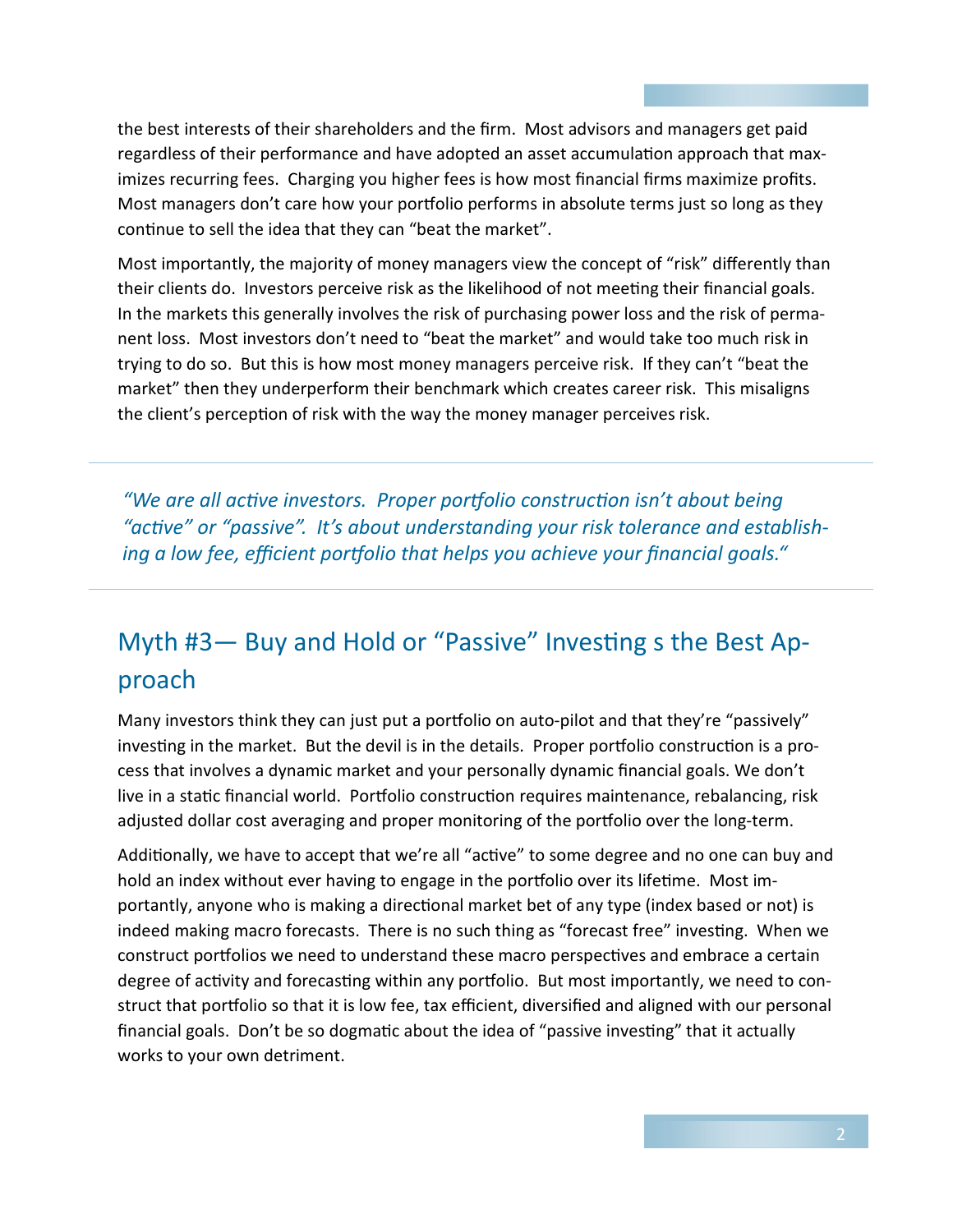the best interests of their shareholders and the firm. Most advisors and managers get paid regardless of their performance and have adopted an asset accumulation approach that maximizes recurring fees. Charging you higher fees is how most financial firms maximize profits. Most managers don't care how your portfolio performs in absolute terms just so long as they continue to sell the idea that they can "beat the market".

Most importantly, the majority of money managers view the concept of "risk" differently than their clients do. Investors perceive risk as the likelihood of not meeting their financial goals. In the markets this generally involves the risk of purchasing power loss and the risk of permanent loss. Most investors don't need to "beat the market" and would take too much risk in trying to do so. But this is how most money managers perceive risk. If they can't "beat the market" then they underperform their benchmark which creates career risk. This misaligns the client's perception of risk with the way the money manager perceives risk.

---

*"We are all active investors. Proper portfolio construction isn't about being "active" or "passive". It's about understanding your risk tolerance and establishing a low fee, efficient portfolio that helps you achieve your financial goals."*

---

## Myth #3— Buy and Hold or "Passive" Investing s the Best Approach

Many investors think they can just put a portfolio on auto-pilot and that they're "passively" investing in the market. But the devil is in the details. Proper portfolio construction is a process that involves a dynamic market and your personally dynamic financial goals. We don't live in a static financial world. Portfolio construction requires maintenance, rebalancing, risk adjusted dollar cost averaging and proper monitoring of the portfolio over the long-term.

Additionally, we have to accept that we're all "active" to some degree and no one can buy and hold an index without ever having to engage in the portfolio over its lifetime. Most importantly, anyone who is making a directional market bet of any type (index based or not) is indeed making macro forecasts. There is no such thing as "forecast free" investing. When we construct portfolios we need to understand these macro perspectives and embrace a certain degree of activity and forecasting within any portfolio. But most importantly, we need to construct that portfolio so that it is low fee, tax efficient, diversified and aligned with our personal financial goals. Don't be so dogmatic about the idea of "passive investing" that it actually works to your own detriment.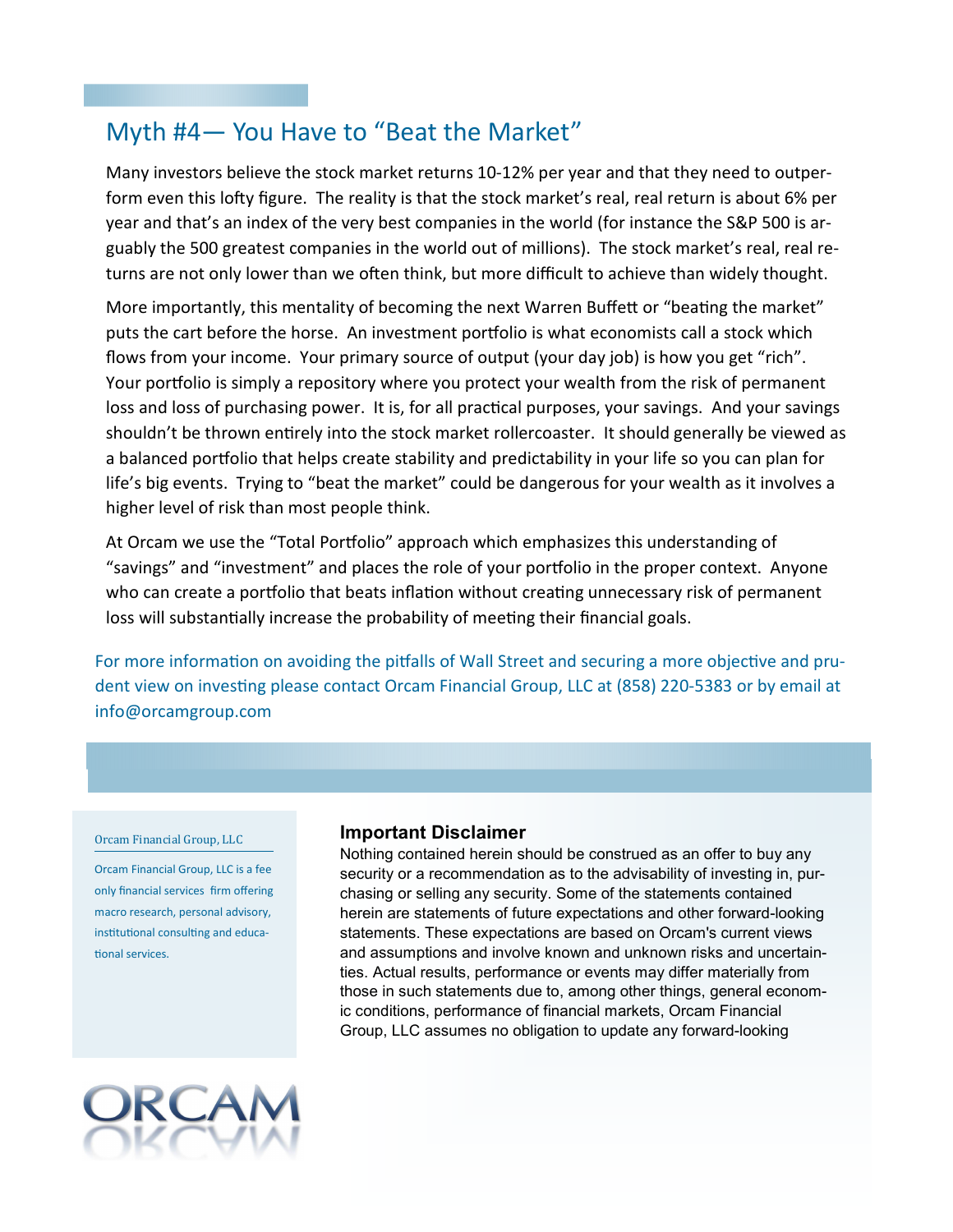## Myth #4— You Have to "Beat the Market"

Many investors believe the stock market returns 10-12% per year and that they need to outperform even this lofty figure. The reality is that the stock market's real, real return is about 6% per year and that's an index of the very best companies in the world (for instance the S&P 500 is arguably the 500 greatest companies in the world out of millions). The stock market's real, real returns are not only lower than we often think, but more difficult to achieve than widely thought.

More importantly, this mentality of becoming the next Warren Buffett or "beating the market" puts the cart before the horse. An investment portfolio is what economists call a stock which flows from your income. Your primary source of output (your day job) is how you get "rich". Your portfolio is simply a repository where you protect your wealth from the risk of permanent loss and loss of purchasing power. It is, for all practical purposes, your savings. And your savings shouldn't be thrown entirely into the stock market rollercoaster. It should generally be viewed as a balanced portfolio that helps create stability and predictability in your life so you can plan for life's big events. Trying to "beat the market" could be dangerous for your wealth as it involves a higher level of risk than most people think.

At Orcam we use the "Total Portfolio" approach which emphasizes this understanding of "savings" and "investment" and places the role of your portfolio in the proper context. Anyone who can create a portfolio that beats inflation without creating unnecessary risk of permanent loss will substantially increase the probability of meeting their financial goals.

For more information on avoiding the pitfalls of Wall Street and securing a more objective and prudent view on investing please contact Orcam Financial Group, LLC at (858) 220-5383 or by email at info@orcamgroup.com

Orcam Financial Group, LLC

Orcam Financial Group, LLC is a fee only financial services firm offering macro research, personal advisory, institutional consulting and educational services.

### Important Disclaimer

Nothing contained herein should be construed as an offer to buy any security or a recommendation as to the advisability of investing in, purchasing or selling any security. Some of the statements contained herein are statements of future expectations and other forward-looking statements. These expectations are based on Orcam's current views and assumptions and involve known and unknown risks and uncertainties. Actual results, performance or events may differ materially from those in such statements due to, among other things, general economic conditions, performance of financial markets, Orcam Financial Group, LLC assumes no obligation to update any forward-looking

ORCAM